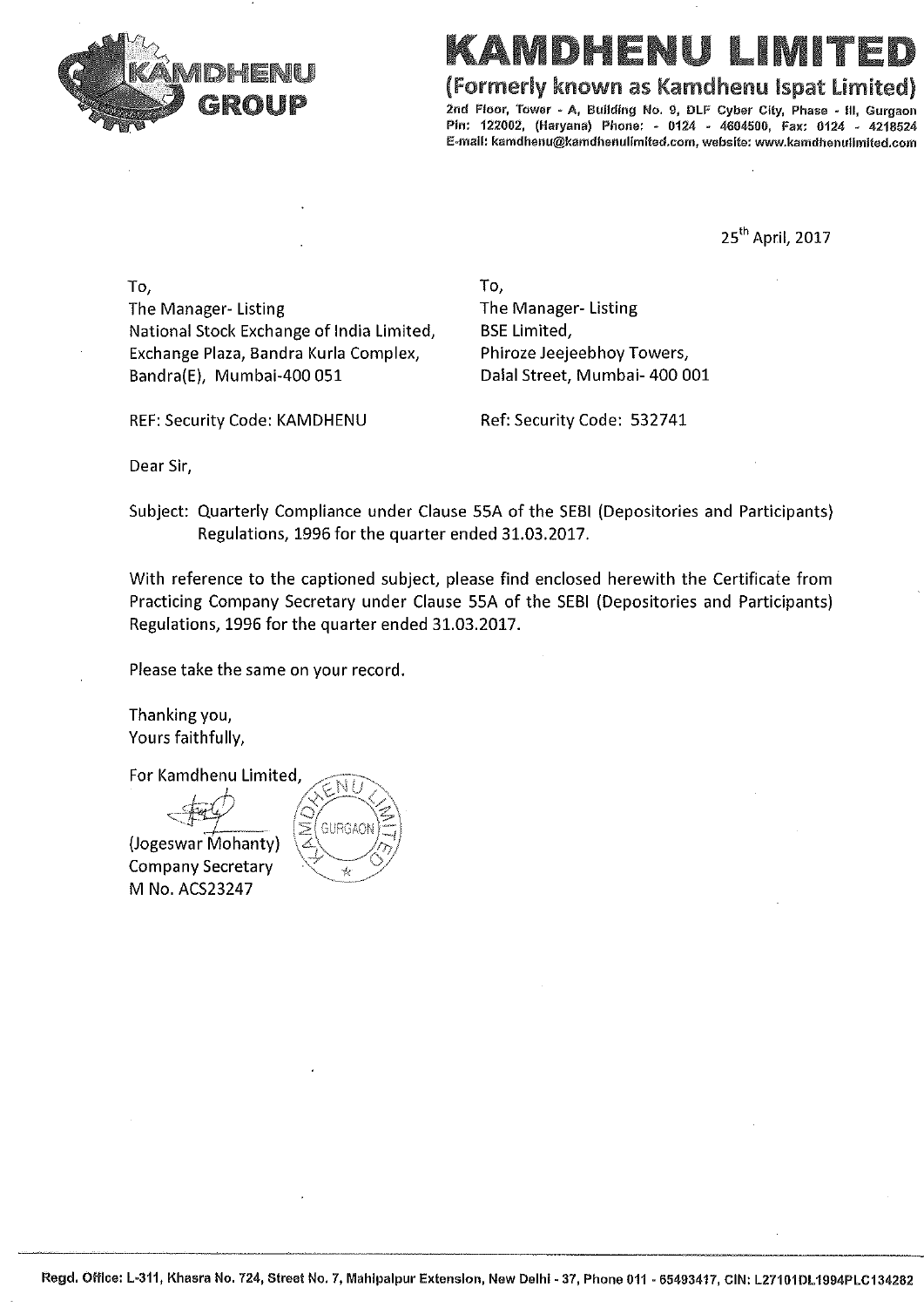# KAMDHENU LIMITED

**(Formerly known as Kamdhenu Ispat Limited)**

2nd Floor, Tower - A, Building No. 9, DLF Cyber City, Phase - III, Gurgaon Pin: 122002, (Haryana) Phone: - 0124 - 4604500, Fax: 0124 - 4218524
E-mail: kamdhenu@kamdhenulimited.com, website: www.kamdhenulimited.com

KAMDHENU GROUP

25th April, 2017

To,
The Manager- Listing
National Stock Exchange of India Limited,
Exchange Plaza, Bandra Kurla Complex,
Bandra(E), Mumbai-400 051

REF: Security Code: KAMDHENU

To,
The Manager- Listing
BSE Limited,
Phiroze Jeejeebhoy Towers,
Dalal Street, Mumbai- 400 001

Ref: Security Code: 532741

Dear Sir,

Subject: Quarterly Compliance under Clause 55A of the SEBI (Depositories and Participants) Regulations, 1996 for the quarter ended 31.03.2017.

With reference to the captioned subject, please find enclosed herewith the Certificate from Practicing Company Secretary under Clause 55A of the SEBI (Depositories and Participants) Regulations, 1996 for the quarter ended 31.03.2017.

Please take the same on your record.

Thanking you,
Yours faithfully,

For Kamdhenu Limited,

(Jogeswar Mohanty)
Company Secretary
M No. ACS23247

Regd. Office: L-311, Khasra No. 724, Street No. 7, Mahipalpur Extension, New Delhi - 37, Phone 011 - 65493417, CIN: L27101DL1994PLC134282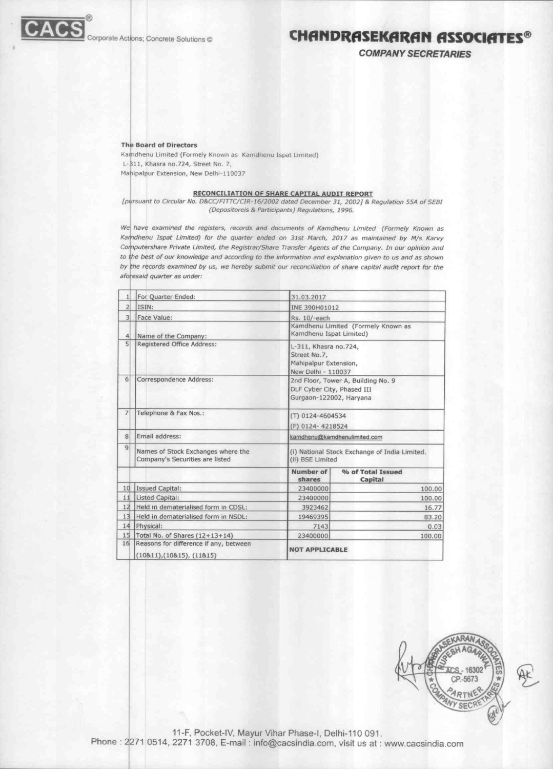# CHANDRASEKARAN ASSOCIATES®

**COMPANY SECRETARIES**

CACS® Corporate Actions; Concrete Solutions ©

**The Board of Directors**
Kamdhenu Limited (Formely Known as Kamdhenu Ispat Limited)
L-311, Khasra no.724, Street No. 7,
Mahipalpur Extension, New Delhi-110037

**RECONCILIATION OF SHARE CAPITAL AUDIT REPORT**

*[pursuant to Circular No. D&CC/FITTC/CIR-16/2002 dated December 31, 2002] & Regulation 55A of SEBI (Depositoreis & Participants) Regulations, 1996.*

*We have examined the registers, records and documents of Kamdhenu Limited (Formely Known as Kamdhenu Ispat Limited) for the quarter ended on 31st March, 2017 as maintained by M/s Karvy Computershare Private Limited, the Registrar/Share Transfer Agents of the Company. In our opinion and to the best of our knowledge and according to the information and explanation given to us and as shown by the records examined by us, we hereby submit our reconciliation of share capital audit report for the aforesaid quarter as under:*

| | | | |
|---|---|---|---|
| 1 | For Quarter Ended: | 31.03.2017 | |
| 2 | ISIN: | INE 390H01012 | |
| 3 | Face Value: | Rs. 10/-each | |
| 4 | Name of the Company: | Kamdhenu Limited (Formely Known as Kamdhenu Ispat Limited) | |
| 5 | Registered Office Address: | L-311, Khasra no.724, Street No.7, Mahipalpur Extension, New Delhi - 110037 | |
| 6 | Correspondence Address: | 2nd Floor, Tower A, Building No. 9 DLF Cyber City, Phased III Gurgaon-122002, Haryana | |
| 7 | Telephone & Fax Nos.: | (T) 0124-4604534 (F) 0124- 4218524 | |
| 8 | Email address: | kamdhenu@kamdhenulimited.com | |
| 9 | Names of Stock Exchanges where the Company's Securities are listed | (i) National Stock Exchange of India Limited. (ii) BSE Limited | |
| | | **Number of shares** | **% of Total Issued Capital** |
| 10 | Issued Capital: | 23400000 | 100.00 |
| 11 | Listed Capital: | 23400000 | 100.00 |
| 12 | Held in dematerialised form in CDSL: | 3923462 | 16.77 |
| 13 | Held in dematerialised form in NSDL: | 19469395 | 83.20 |
| 14 | Physical: | 7143 | 0.03 |
| 15 | Total No. of Shares (12+13+14) | 23400000 | 100.00 |
| 16 | Reasons for difference if any, between (10&11),(10&15), (11&15) | **NOT APPLICABLE** | |

11-F, Pocket-IV, Mayur Vihar Phase-I, Delhi-110 091.
Phone : 2271 0514, 2271 3708, E-mail : info@cacsindia.com, visit us at : www.cacsindia.com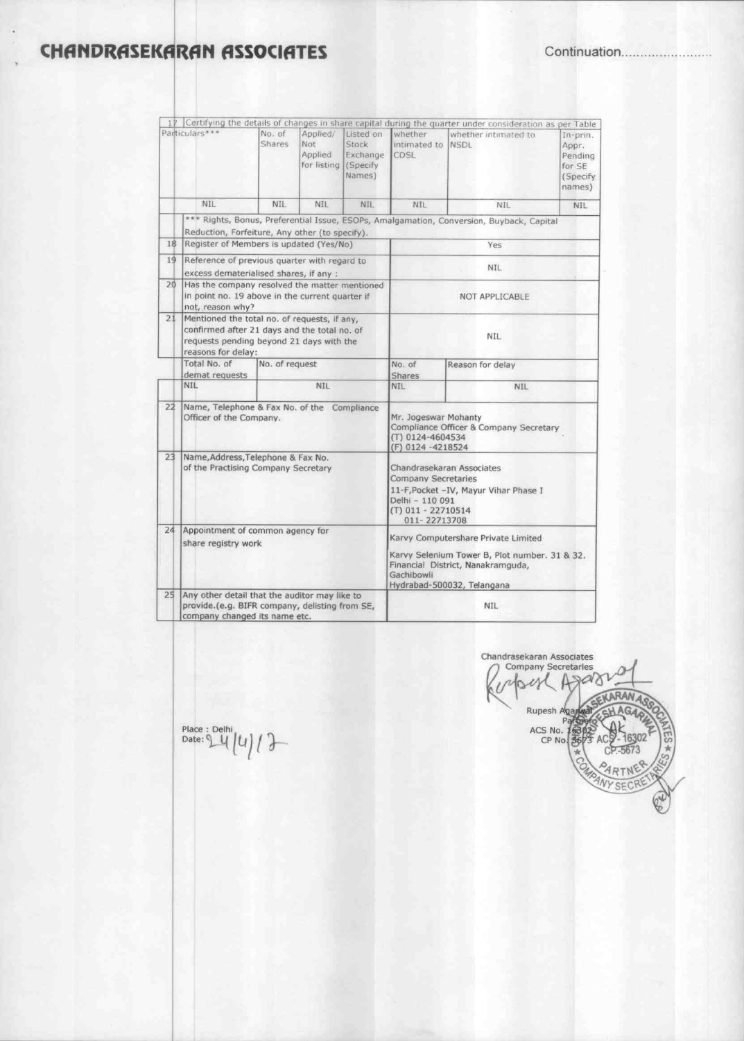# CHANDRASEKARAN ASSOCIATES

Continuation.......................

| | | | | | | | |
|---|---|---|---|---|---|---|---|
| 17 | Certifying the details of changes in share capital during the quarter under consideration as per Table | | | | | | |
| | Particulars*** | No. of Shares | Applied/ Not Applied for listing | Listed on Stock Exchange (Specify Names) | whether intimated to CDSL | whether intimated to NSDL | In-prin. Appr. Pending for SE (Specify names) |
| | NIL | NIL | NIL | NIL | NIL | NIL | NIL |
| | *** Rights, Bonus, Preferential Issue, ESOPs, Amalgamation, Conversion, Buyback, Capital Reduction, Forfeiture, Any other (to specify). | | | | | | |
| 18 | Register of Members is updated (Yes/No) | | | | Yes | | |
| 19 | Reference of previous quarter with regard to excess dematerialised shares, if any : | | | | NIL | | |
| 20 | Has the company resolved the matter mentioned in point no. 19 above in the current quarter if not, reason why? | | | | NOT APPLICABLE | | |
| 21 | Mentioned the total no. of requests, if any, confirmed after 21 days and the total no. of requests pending beyond 21 days with the reasons for delay: | | | | NIL | | |
| | Total No. of demat requests | No. of request | | | No. of Shares | Reason for delay | |
| | NIL | NIL | | | NIL | NIL | |
| 22 | Name, Telephone & Fax No. of the Compliance Officer of the Company. | | | | Mr. Jogeswar Mohanty<br>Compliance Officer & Company Secretary<br>(T) 0124-4604534<br>(F) 0124 -4218524 | | |
| 23 | Name, Address, Telephone & Fax No. of the Practising Company Secretary | | | | Chandrasekaran Associates<br>Company Secretaries<br>11-F, Pocket -IV, Mayur Vihar Phase I<br>Delhi - 110 091<br>(T) 011 - 22710514<br>011- 22713708 | | |
| 24 | Appointment of common agency for share registry work | | | | Karvy Computershare Private Limited<br>Karvy Selenium Tower B, Plot number. 31 & 32. Financial District, Nanakramguda, Gachibowli<br>Hydrabad-500032, Telangana | | |
| 25 | Any other detail that the auditor may like to provide.(e.g. BIFR company, delisting from SE, company changed its name etc. | | | | NIL | | |

Chandrasekaran Associates
Company Secretaries

Rupesh Agarwal
Partner
ACS No. 16302
CP No. 5673

Place : Delhi
Date: 24/4/17